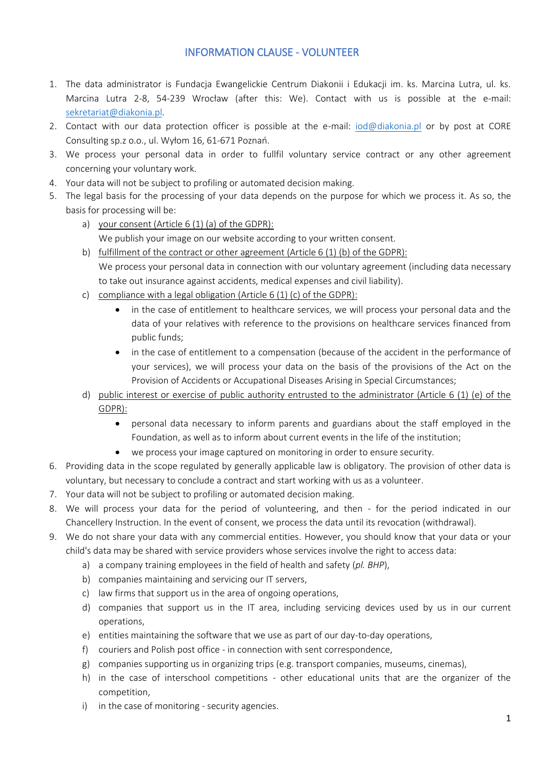# INFORMATION CLAUSE - VOLUNTEER

1. The data administrator is Fundacja Ewangelickie Centrum Diakonii i Edukacji im. ks. Marcina Lutra, ul. ks. Marcina Lutra 2-8, 54-239 Wrocław (after this: We). Contact with us is possible at the e-mail: sekretariat@diakonia.pl.
2. Contact with our data protection officer is possible at the e-mail: iod@diakonia.pl or by post at CORE Consulting sp.z o.o., ul. Wyłom 16, 61-671 Poznań.
3. We process your personal data in order to fullfil voluntary service contract or any other agreement concerning your voluntary work.
4. Your data will not be subject to profiling or automated decision making.
5. The legal basis for the processing of your data depends on the purpose for which we process it. As so, the basis for processing will be:
   a) your consent (Article 6 (1) (a) of the GDPR):
      We publish your image on our website according to your written consent.
   b) fulfillment of the contract or other agreement (Article 6 (1) (b) of the GDPR):
      We process your personal data in connection with our voluntary agreement (including data necessary to take out insurance against accidents, medical expenses and civil liability).
   c) compliance with a legal obligation (Article 6 (1) (c) of the GDPR):
      - in the case of entitlement to healthcare services, we will process your personal data and the data of your relatives with reference to the provisions on healthcare services financed from public funds;
      - in the case of entitlement to a compensation (because of the accident in the performance of your services), we will process your data on the basis of the provisions of the Act on the Provision of Accidents or Accupational Diseases Arising in Special Circumstances;
   d) public interest or exercise of public authority entrusted to the administrator (Article 6 (1) (e) of the GDPR):
      - personal data necessary to inform parents and guardians about the staff employed in the Foundation, as well as to inform about current events in the life of the institution;
      - we process your image captured on monitoring in order to ensure security.
6. Providing data in the scope regulated by generally applicable law is obligatory. The provision of other data is voluntary, but necessary to conclude a contract and start working with us as a volunteer.
7. Your data will not be subject to profiling or automated decision making.
8. We will process your data for the period of volunteering, and then - for the period indicated in our Chancellery Instruction. In the event of consent, we process the data until its revocation (withdrawal).
9. We do not share your data with any commercial entities. However, you should know that your data or your child's data may be shared with service providers whose services involve the right to access data:
   a) a company training employees in the field of health and safety (*pl. BHP*),
   b) companies maintaining and servicing our IT servers,
   c) law firms that support us in the area of ongoing operations,
   d) companies that support us in the IT area, including servicing devices used by us in our current operations,
   e) entities maintaining the software that we use as part of our day-to-day operations,
   f) couriers and Polish post office - in connection with sent correspondence,
   g) companies supporting us in organizing trips (e.g. transport companies, museums, cinemas),
   h) in the case of interschool competitions - other educational units that are the organizer of the competition,
   i) in the case of monitoring - security agencies.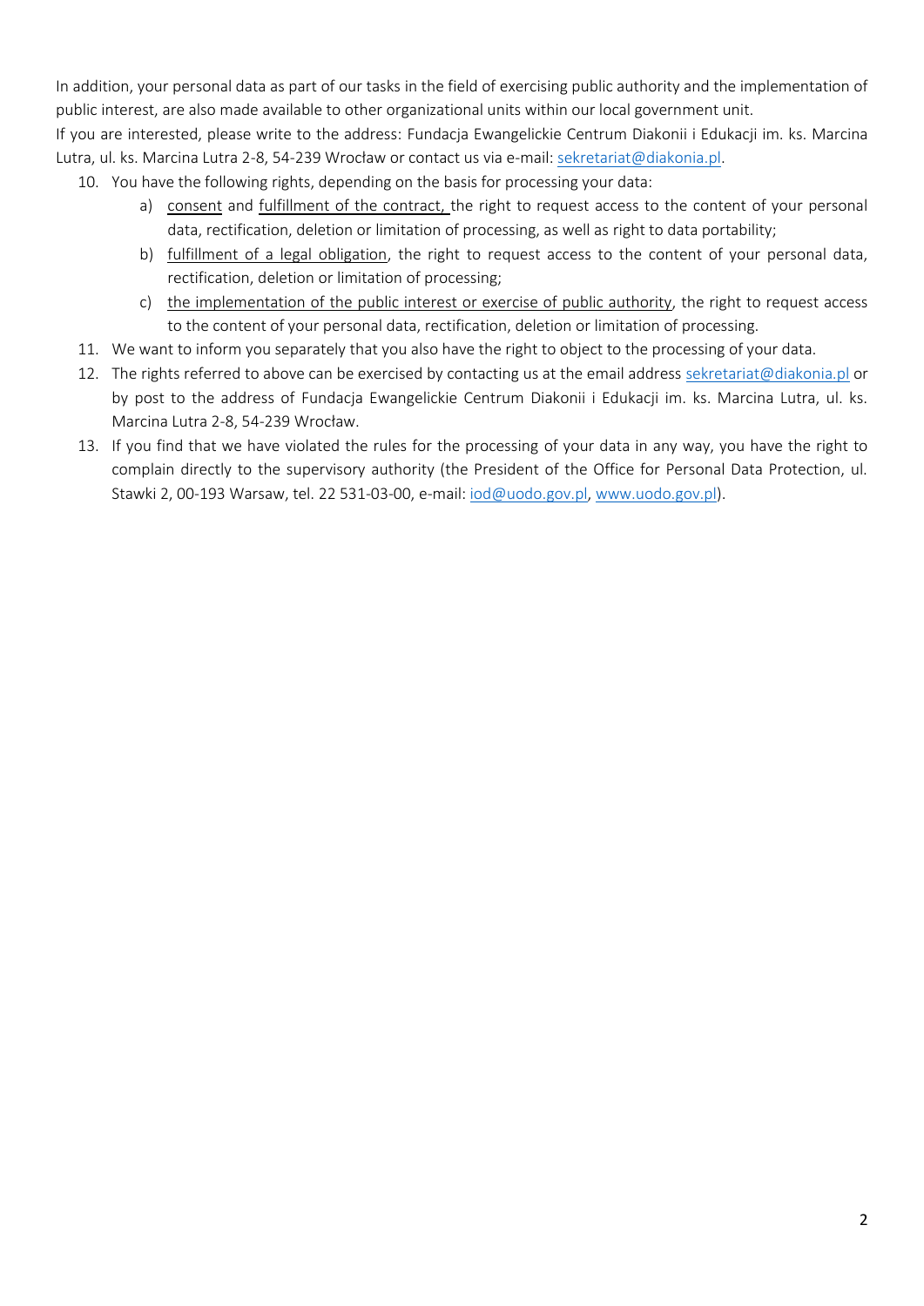In addition, your personal data as part of our tasks in the field of exercising public authority and the implementation of public interest, are also made available to other organizational units within our local government unit.

If you are interested, please write to the address: Fundacja Ewangelickie Centrum Diakonii i Edukacji im. ks. Marcina Lutra, ul. ks. Marcina Lutra 2-8, 54-239 Wrocław or contact us via e-mail: sekretariat@diakonia.pl.

10. You have the following rights, depending on the basis for processing your data:
    a) consent and fulfillment of the contract, the right to request access to the content of your personal data, rectification, deletion or limitation of processing, as well as right to data portability;
    b) fulfillment of a legal obligation, the right to request access to the content of your personal data, rectification, deletion or limitation of processing;
    c) the implementation of the public interest or exercise of public authority, the right to request access to the content of your personal data, rectification, deletion or limitation of processing.
11. We want to inform you separately that you also have the right to object to the processing of your data.
12. The rights referred to above can be exercised by contacting us at the email address sekretariat@diakonia.pl or by post to the address of Fundacja Ewangelickie Centrum Diakonii i Edukacji im. ks. Marcina Lutra, ul. ks. Marcina Lutra 2-8, 54-239 Wrocław.
13. If you find that we have violated the rules for the processing of your data in any way, you have the right to complain directly to the supervisory authority (the President of the Office for Personal Data Protection, ul. Stawki 2, 00-193 Warsaw, tel. 22 531-03-00, e-mail: iod@uodo.gov.pl, www.uodo.gov.pl).